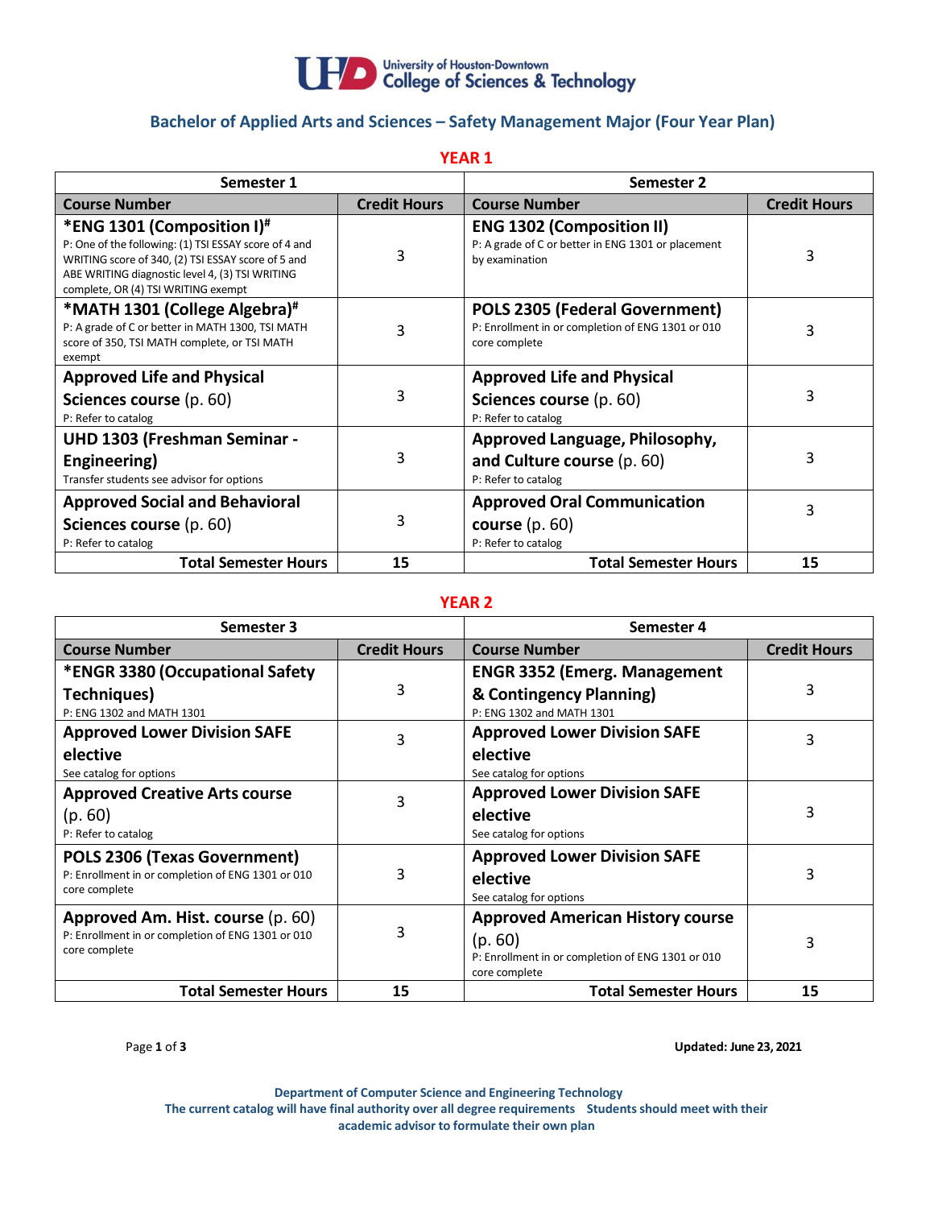University of Houston-Downtown
College of Sciences & Technology

# Bachelor of Applied Arts and Sciences – Safety Management Major (Four Year Plan)

## YEAR 1

| Semester 1 | | Semester 2 | |
|---|---|---|---|
| **Course Number** | **Credit Hours** | **Course Number** | **Credit Hours** |
| **\*ENG 1301 (Composition I)#**<br>P: One of the following: (1) TSI ESSAY score of 4 and WRITING score of 340, (2) TSI ESSAY score of 5 and ABE WRITING diagnostic level 4, (3) TSI WRITING complete, OR (4) TSI WRITING exempt | 3 | **ENG 1302 (Composition II)**<br>P: A grade of C or better in ENG 1301 or placement by examination | 3 |
| **\*MATH 1301 (College Algebra)#**<br>P: A grade of C or better in MATH 1300, TSI MATH score of 350, TSI MATH complete, or TSI MATH exempt | 3 | **POLS 2305 (Federal Government)**<br>P: Enrollment in or completion of ENG 1301 or 010 core complete | 3 |
| **Approved Life and Physical Sciences course** (p. 60)<br>P: Refer to catalog | 3 | **Approved Life and Physical Sciences course** (p. 60)<br>P: Refer to catalog | 3 |
| **UHD 1303 (Freshman Seminar - Engineering)**<br>Transfer students see advisor for options | 3 | **Approved Language, Philosophy, and Culture course** (p. 60)<br>P: Refer to catalog | 3 |
| **Approved Social and Behavioral Sciences course** (p. 60)<br>P: Refer to catalog | 3 | **Approved Oral Communication course** (p. 60)<br>P: Refer to catalog | 3 |
| **Total Semester Hours** | **15** | **Total Semester Hours** | **15** |

## YEAR 2

| Semester 3 | | Semester 4 | |
|---|---|---|---|
| **Course Number** | **Credit Hours** | **Course Number** | **Credit Hours** |
| **\*ENGR 3380 (Occupational Safety Techniques)**<br>P: ENG 1302 and MATH 1301 | 3 | **ENGR 3352 (Emerg. Management & Contingency Planning)**<br>P: ENG 1302 and MATH 1301 | 3 |
| **Approved Lower Division SAFE elective**<br>See catalog for options | 3 | **Approved Lower Division SAFE elective**<br>See catalog for options | 3 |
| **Approved Creative Arts course** (p. 60)<br>P: Refer to catalog | 3 | **Approved Lower Division SAFE elective**<br>See catalog for options | 3 |
| **POLS 2306 (Texas Government)**<br>P: Enrollment in or completion of ENG 1301 or 010 core complete | 3 | **Approved Lower Division SAFE elective**<br>See catalog for options | 3 |
| **Approved Am. Hist. course** (p. 60)<br>P: Enrollment in or completion of ENG 1301 or 010 core complete | 3 | **Approved American History course** (p. 60)<br>P: Enrollment in or completion of ENG 1301 or 010 core complete | 3 |
| **Total Semester Hours** | **15** | **Total Semester Hours** | **15** |

**Updated: June 23, 2021**

**Department of Computer Science and Engineering Technology**
**The current catalog will have final authority over all degree requirements Students should meet with their academic advisor to formulate their own plan**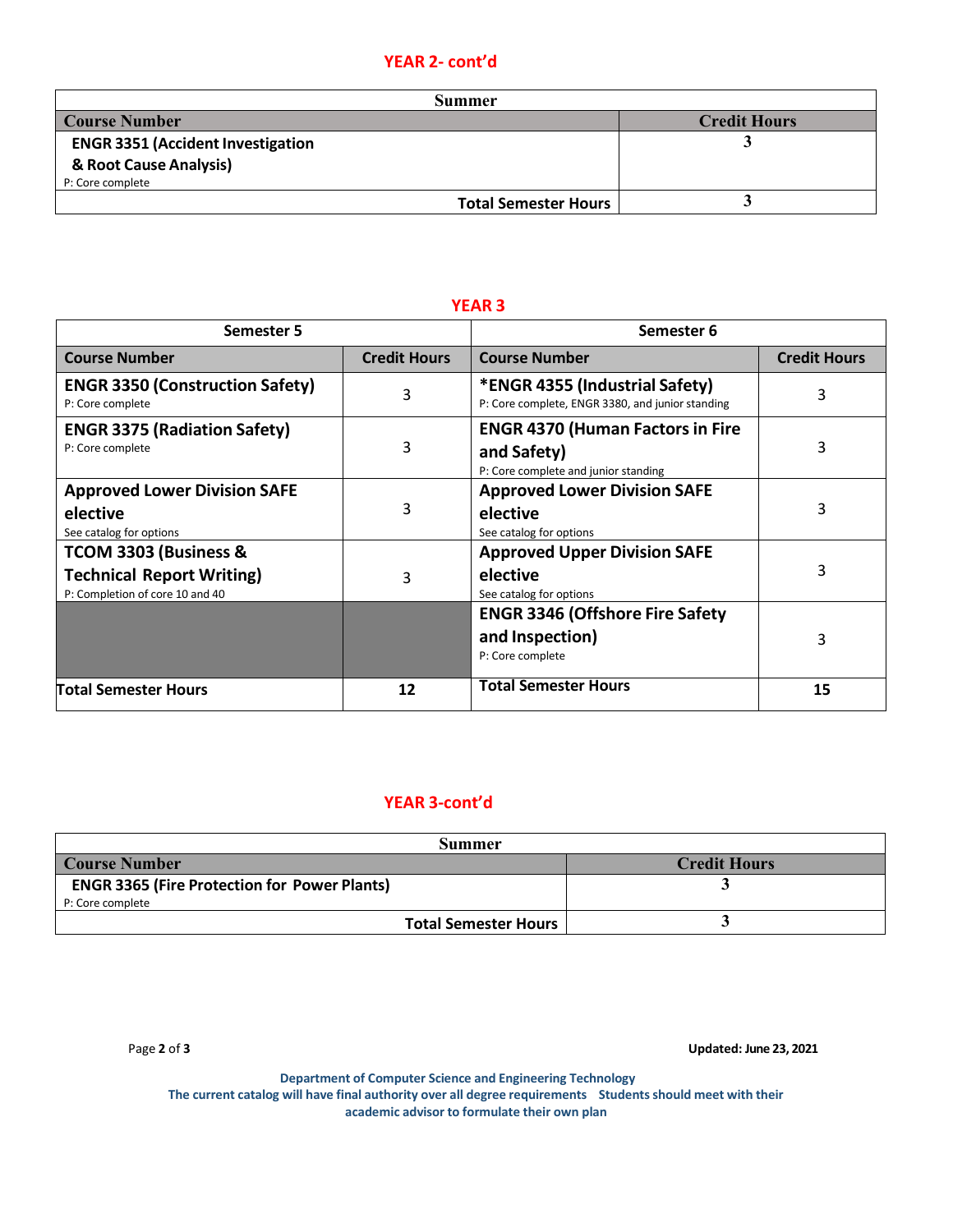## YEAR 2- cont'd

| Summer | |
|---|---|
| **Course Number** | **Credit Hours** |
| **ENGR 3351 (Accident Investigation & Root Cause Analysis)**<br>P: Core complete | 3 |
| **Total Semester Hours** | 3 |

## YEAR 3

| Semester 5 | | Semester 6 | |
|---|---|---|---|
| **Course Number** | **Credit Hours** | **Course Number** | **Credit Hours** |
| **ENGR 3350 (Construction Safety)**<br>P: Core complete | 3 | ***ENGR 4355 (Industrial Safety)**<br>P: Core complete, ENGR 3380, and junior standing | 3 |
| **ENGR 3375 (Radiation Safety)**<br>P: Core complete | 3 | **ENGR 4370 (Human Factors in Fire and Safety)**<br>P: Core complete and junior standing | 3 |
| **Approved Lower Division SAFE elective**<br>See catalog for options | 3 | **Approved Lower Division SAFE elective**<br>See catalog for options | 3 |
| **TCOM 3303 (Business & Technical Report Writing)**<br>P: Completion of core 10 and 40 | 3 | **Approved Upper Division SAFE elective**<br>See catalog for options | 3 |
| | | **ENGR 3346 (Offshore Fire Safety and Inspection)**<br>P: Core complete | 3 |
| **Total Semester Hours** | **12** | **Total Semester Hours** | **15** |

## YEAR 3-cont'd

| Summer | |
|---|---|
| **Course Number** | **Credit Hours** |
| **ENGR 3365 (Fire Protection for Power Plants)**<br>P: Core complete | 3 |
| **Total Semester Hours** | 3 |

**Updated: June 23, 2021**

**Department of Computer Science and Engineering Technology**
**The current catalog will have final authority over all degree requirements  Students should meet with their academic advisor to formulate their own plan**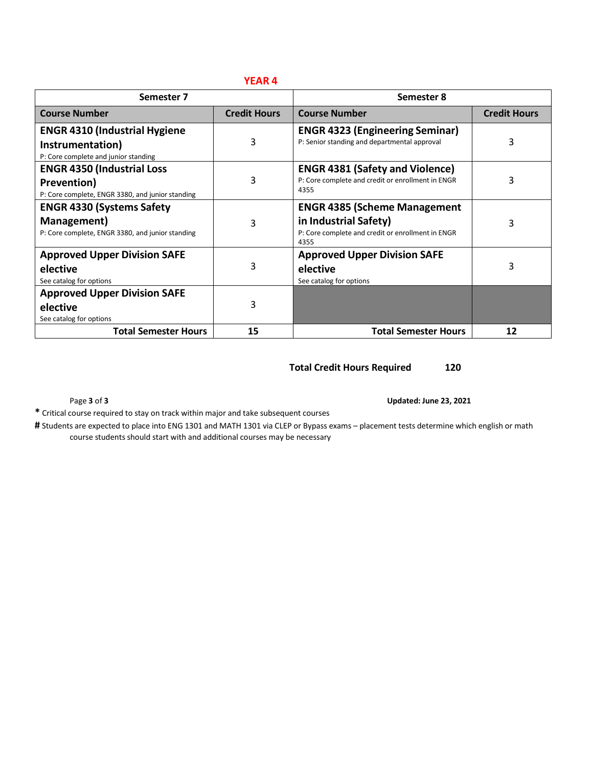## YEAR 4

| Semester 7 | | Semester 8 | |
|---|---|---|---|
| **Course Number** | **Credit Hours** | **Course Number** | **Credit Hours** |
| **ENGR 4310 (Industrial Hygiene Instrumentation)** P: Core complete and junior standing | 3 | **ENGR 4323 (Engineering Seminar)** P: Senior standing and departmental approval | 3 |
| **ENGR 4350 (Industrial Loss Prevention)** P: Core complete, ENGR 3380, and junior standing | 3 | **ENGR 4381 (Safety and Violence)** P: Core complete and credit or enrollment in ENGR 4355 | 3 |
| **ENGR 4330 (Systems Safety Management)** P: Core complete, ENGR 3380, and junior standing | 3 | **ENGR 4385 (Scheme Management in Industrial Safety)** P: Core complete and credit or enrollment in ENGR 4355 | 3 |
| **Approved Upper Division SAFE elective** See catalog for options | 3 | **Approved Upper Division SAFE elective** See catalog for options | 3 |
| **Approved Upper Division SAFE elective** See catalog for options | 3 | | |
| **Total Semester Hours** | **15** | **Total Semester Hours** | **12** |

**Total Credit Hours Required 120**

**Updated: June 23, 2021**

**\*** Critical course required to stay on track within major and take subsequent courses

**#** Students are expected to place into ENG 1301 and MATH 1301 via CLEP or Bypass exams – placement tests determine which english or math course students should start with and additional courses may be necessary